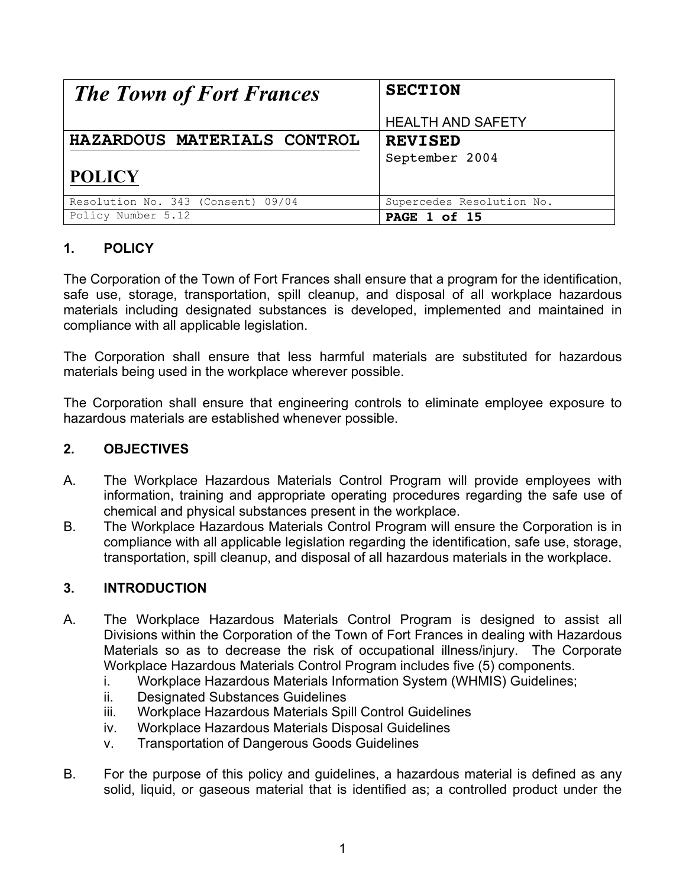| *The Town of Fort Frances* | **SECTION**<br>HEALTH AND SAFETY |
|---|---|
| **HAZARDOUS MATERIALS CONTROL POLICY** | **REVISED**<br>September 2004 |
| Resolution No. 343 (Consent) 09/04 | Supercedes Resolution No. |
| Policy Number 5.12 | **PAGE 1 of 15** |

## 1. POLICY

The Corporation of the Town of Fort Frances shall ensure that a program for the identification, safe use, storage, transportation, spill cleanup, and disposal of all workplace hazardous materials including designated substances is developed, implemented and maintained in compliance with all applicable legislation.

The Corporation shall ensure that less harmful materials are substituted for hazardous materials being used in the workplace wherever possible.

The Corporation shall ensure that engineering controls to eliminate employee exposure to hazardous materials are established whenever possible.

## 2. OBJECTIVES

A. The Workplace Hazardous Materials Control Program will provide employees with information, training and appropriate operating procedures regarding the safe use of chemical and physical substances present in the workplace.

B. The Workplace Hazardous Materials Control Program will ensure the Corporation is in compliance with all applicable legislation regarding the identification, safe use, storage, transportation, spill cleanup, and disposal of all hazardous materials in the workplace.

## 3. INTRODUCTION

A. The Workplace Hazardous Materials Control Program is designed to assist all Divisions within the Corporation of the Town of Fort Frances in dealing with Hazardous Materials so as to decrease the risk of occupational illness/injury. The Corporate Workplace Hazardous Materials Control Program includes five (5) components.
   i. Workplace Hazardous Materials Information System (WHMIS) Guidelines;
   ii. Designated Substances Guidelines
   iii. Workplace Hazardous Materials Spill Control Guidelines
   iv. Workplace Hazardous Materials Disposal Guidelines
   v. Transportation of Dangerous Goods Guidelines

B. For the purpose of this policy and guidelines, a hazardous material is defined as any solid, liquid, or gaseous material that is identified as; a controlled product under the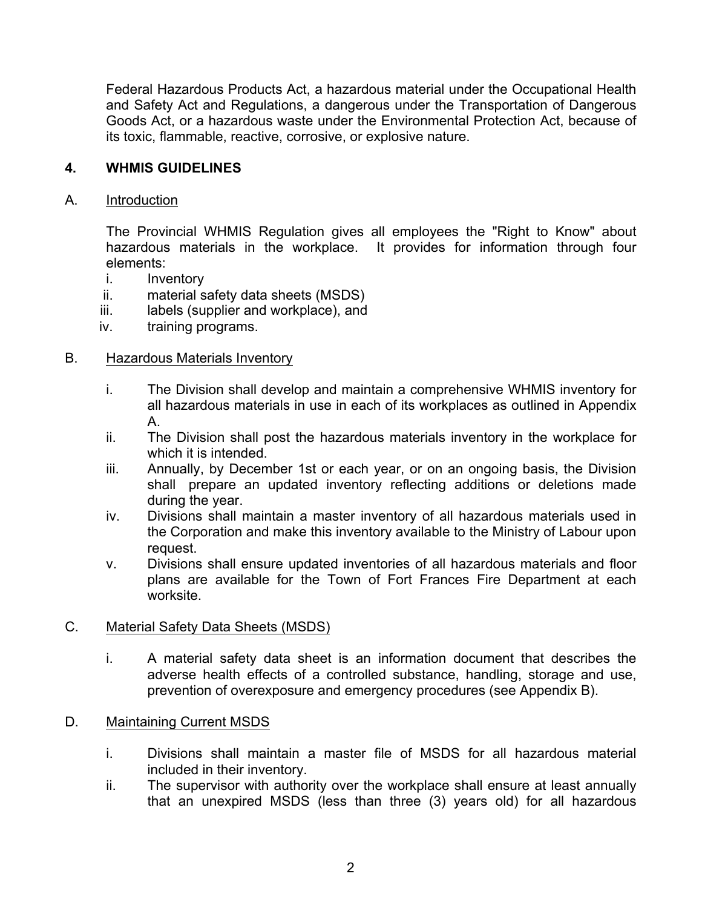Federal Hazardous Products Act, a hazardous material under the Occupational Health and Safety Act and Regulations, a dangerous under the Transportation of Dangerous Goods Act, or a hazardous waste under the Environmental Protection Act, because of its toxic, flammable, reactive, corrosive, or explosive nature.

## 4. WHMIS GUIDELINES

### A. Introduction

The Provincial WHMIS Regulation gives all employees the "Right to Know" about hazardous materials in the workplace. It provides for information through four elements:

i. Inventory
ii. material safety data sheets (MSDS)
iii. labels (supplier and workplace), and
iv. training programs.

### B. Hazardous Materials Inventory

i. The Division shall develop and maintain a comprehensive WHMIS inventory for all hazardous materials in use in each of its workplaces as outlined in Appendix A.
ii. The Division shall post the hazardous materials inventory in the workplace for which it is intended.
iii. Annually, by December 1st or each year, or on an ongoing basis, the Division shall prepare an updated inventory reflecting additions or deletions made during the year.
iv. Divisions shall maintain a master inventory of all hazardous materials used in the Corporation and make this inventory available to the Ministry of Labour upon request.
v. Divisions shall ensure updated inventories of all hazardous materials and floor plans are available for the Town of Fort Frances Fire Department at each worksite.

### C. Material Safety Data Sheets (MSDS)

i. A material safety data sheet is an information document that describes the adverse health effects of a controlled substance, handling, storage and use, prevention of overexposure and emergency procedures (see Appendix B).

### D. Maintaining Current MSDS

i. Divisions shall maintain a master file of MSDS for all hazardous material included in their inventory.
ii. The supervisor with authority over the workplace shall ensure at least annually that an unexpired MSDS (less than three (3) years old) for all hazardous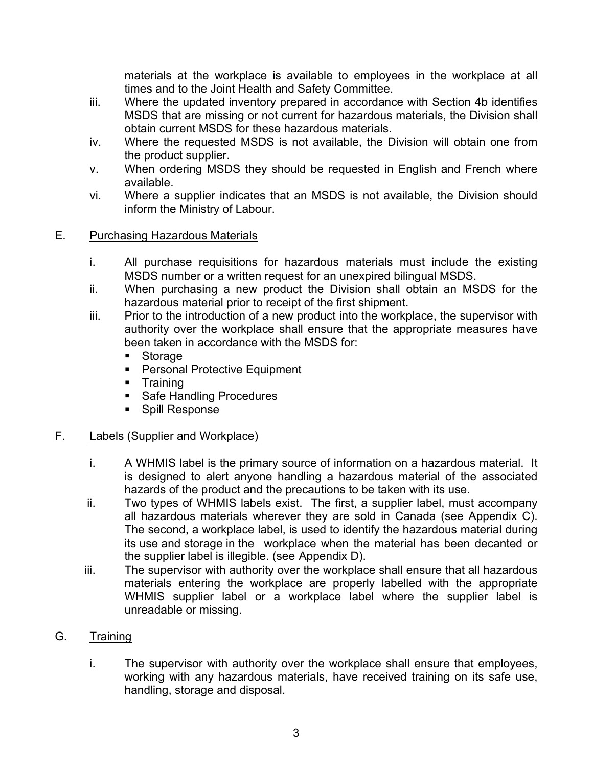materials at the workplace is available to employees in the workplace at all times and to the Joint Health and Safety Committee.

iii. Where the updated inventory prepared in accordance with Section 4b identifies MSDS that are missing or not current for hazardous materials, the Division shall obtain current MSDS for these hazardous materials.

iv. Where the requested MSDS is not available, the Division will obtain one from the product supplier.

v. When ordering MSDS they should be requested in English and French where available.

vi. Where a supplier indicates that an MSDS is not available, the Division should inform the Ministry of Labour.

E. Purchasing Hazardous Materials

i. All purchase requisitions for hazardous materials must include the existing MSDS number or a written request for an unexpired bilingual MSDS.

ii. When purchasing a new product the Division shall obtain an MSDS for the hazardous material prior to receipt of the first shipment.

iii. Prior to the introduction of a new product into the workplace, the supervisor with authority over the workplace shall ensure that the appropriate measures have been taken in accordance with the MSDS for:

- Storage
- Personal Protective Equipment
- Training
- Safe Handling Procedures
- Spill Response

F. Labels (Supplier and Workplace)

i. A WHMIS label is the primary source of information on a hazardous material. It is designed to alert anyone handling a hazardous material of the associated hazards of the product and the precautions to be taken with its use.

ii. Two types of WHMIS labels exist. The first, a supplier label, must accompany all hazardous materials wherever they are sold in Canada (see Appendix C). The second, a workplace label, is used to identify the hazardous material during its use and storage in the workplace when the material has been decanted or the supplier label is illegible. (see Appendix D).

iii. The supervisor with authority over the workplace shall ensure that all hazardous materials entering the workplace are properly labelled with the appropriate WHMIS supplier label or a workplace label where the supplier label is unreadable or missing.

G. Training

i. The supervisor with authority over the workplace shall ensure that employees, working with any hazardous materials, have received training on its safe use, handling, storage and disposal.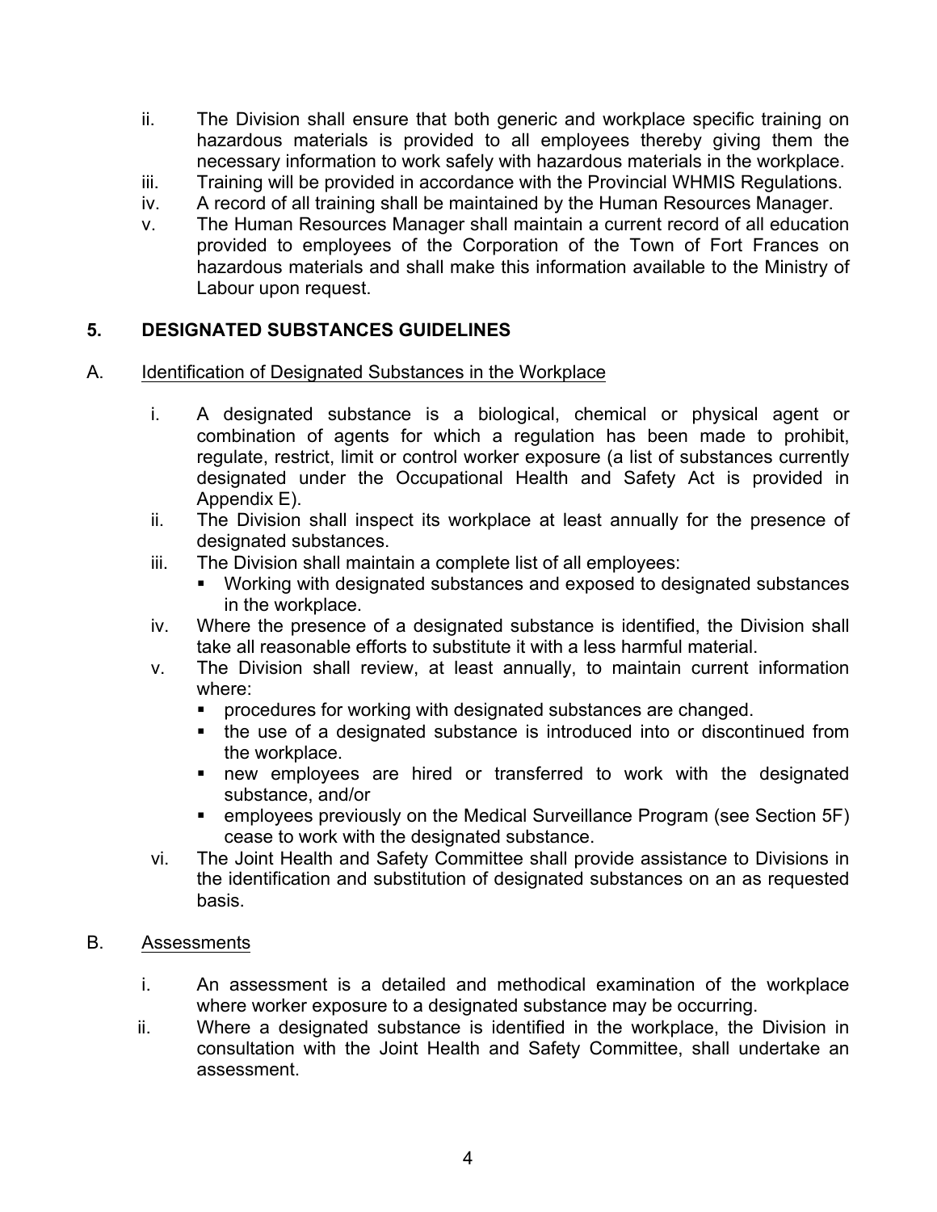ii. The Division shall ensure that both generic and workplace specific training on hazardous materials is provided to all employees thereby giving them the necessary information to work safely with hazardous materials in the workplace.

iii. Training will be provided in accordance with the Provincial WHMIS Regulations.

iv. A record of all training shall be maintained by the Human Resources Manager.

v. The Human Resources Manager shall maintain a current record of all education provided to employees of the Corporation of the Town of Fort Frances on hazardous materials and shall make this information available to the Ministry of Labour upon request.

## 5. DESIGNATED SUBSTANCES GUIDELINES

### A. Identification of Designated Substances in the Workplace

i. A designated substance is a biological, chemical or physical agent or combination of agents for which a regulation has been made to prohibit, regulate, restrict, limit or control worker exposure (a list of substances currently designated under the Occupational Health and Safety Act is provided in Appendix E).

ii. The Division shall inspect its workplace at least annually for the presence of designated substances.

iii. The Division shall maintain a complete list of all employees:
- Working with designated substances and exposed to designated substances in the workplace.

iv. Where the presence of a designated substance is identified, the Division shall take all reasonable efforts to substitute it with a less harmful material.

v. The Division shall review, at least annually, to maintain current information where:
- procedures for working with designated substances are changed.
- the use of a designated substance is introduced into or discontinued from the workplace.
- new employees are hired or transferred to work with the designated substance, and/or
- employees previously on the Medical Surveillance Program (see Section 5F) cease to work with the designated substance.

vi. The Joint Health and Safety Committee shall provide assistance to Divisions in the identification and substitution of designated substances on an as requested basis.

### B. Assessments

i. An assessment is a detailed and methodical examination of the workplace where worker exposure to a designated substance may be occurring.

ii. Where a designated substance is identified in the workplace, the Division in consultation with the Joint Health and Safety Committee, shall undertake an assessment.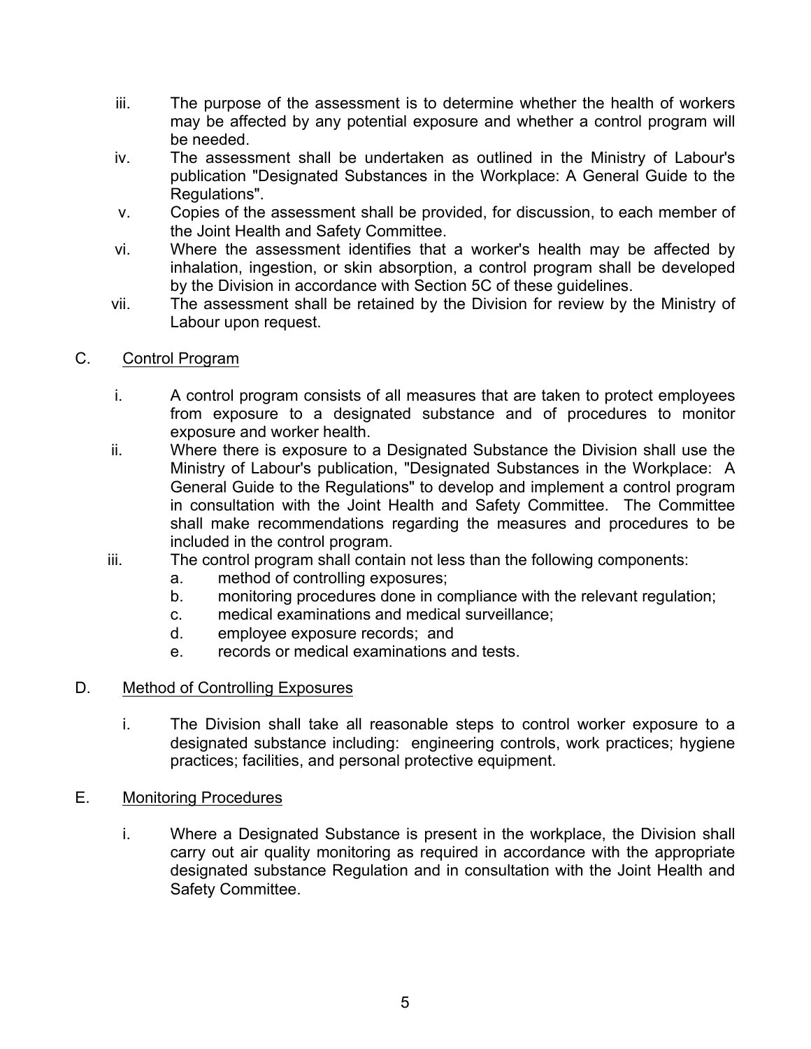iii. The purpose of the assessment is to determine whether the health of workers may be affected by any potential exposure and whether a control program will be needed.

iv. The assessment shall be undertaken as outlined in the Ministry of Labour's publication "Designated Substances in the Workplace: A General Guide to the Regulations".

v. Copies of the assessment shall be provided, for discussion, to each member of the Joint Health and Safety Committee.

vi. Where the assessment identifies that a worker's health may be affected by inhalation, ingestion, or skin absorption, a control program shall be developed by the Division in accordance with Section 5C of these guidelines.

vii. The assessment shall be retained by the Division for review by the Ministry of Labour upon request.

C. Control Program

i. A control program consists of all measures that are taken to protect employees from exposure to a designated substance and of procedures to monitor exposure and worker health.

ii. Where there is exposure to a Designated Substance the Division shall use the Ministry of Labour's publication, "Designated Substances in the Workplace: A General Guide to the Regulations" to develop and implement a control program in consultation with the Joint Health and Safety Committee. The Committee shall make recommendations regarding the measures and procedures to be included in the control program.

iii. The control program shall contain not less than the following components:

  a. method of controlling exposures;
  b. monitoring procedures done in compliance with the relevant regulation;
  c. medical examinations and medical surveillance;
  d. employee exposure records; and
  e. records or medical examinations and tests.

D. Method of Controlling Exposures

i. The Division shall take all reasonable steps to control worker exposure to a designated substance including: engineering controls, work practices; hygiene practices; facilities, and personal protective equipment.

E. Monitoring Procedures

i. Where a Designated Substance is present in the workplace, the Division shall carry out air quality monitoring as required in accordance with the appropriate designated substance Regulation and in consultation with the Joint Health and Safety Committee.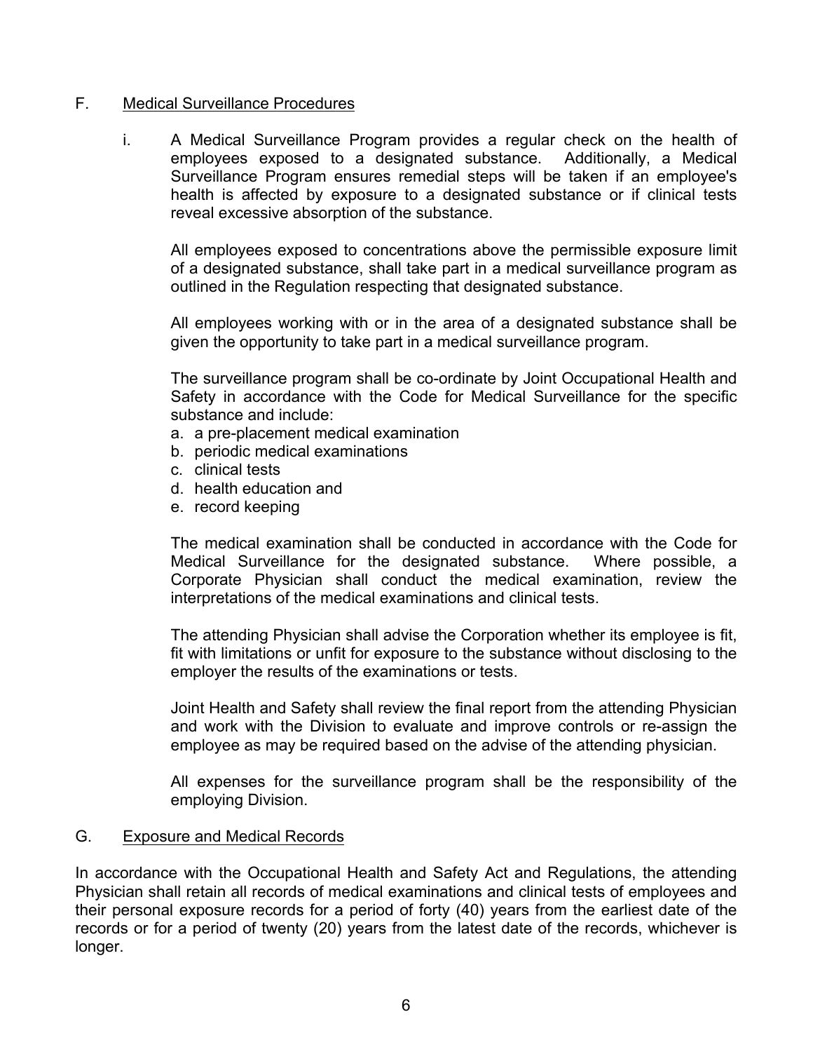## F. Medical Surveillance Procedures

i. A Medical Surveillance Program provides a regular check on the health of employees exposed to a designated substance. Additionally, a Medical Surveillance Program ensures remedial steps will be taken if an employee's health is affected by exposure to a designated substance or if clinical tests reveal excessive absorption of the substance.

All employees exposed to concentrations above the permissible exposure limit of a designated substance, shall take part in a medical surveillance program as outlined in the Regulation respecting that designated substance.

All employees working with or in the area of a designated substance shall be given the opportunity to take part in a medical surveillance program.

The surveillance program shall be co-ordinate by Joint Occupational Health and Safety in accordance with the Code for Medical Surveillance for the specific substance and include:

a. a pre-placement medical examination
b. periodic medical examinations
c. clinical tests
d. health education and
e. record keeping

The medical examination shall be conducted in accordance with the Code for Medical Surveillance for the designated substance. Where possible, a Corporate Physician shall conduct the medical examination, review the interpretations of the medical examinations and clinical tests.

The attending Physician shall advise the Corporation whether its employee is fit, fit with limitations or unfit for exposure to the substance without disclosing to the employer the results of the examinations or tests.

Joint Health and Safety shall review the final report from the attending Physician and work with the Division to evaluate and improve controls or re-assign the employee as may be required based on the advise of the attending physician.

All expenses for the surveillance program shall be the responsibility of the employing Division.

## G. Exposure and Medical Records

In accordance with the Occupational Health and Safety Act and Regulations, the attending Physician shall retain all records of medical examinations and clinical tests of employees and their personal exposure records for a period of forty (40) years from the earliest date of the records or for a period of twenty (20) years from the latest date of the records, whichever is longer.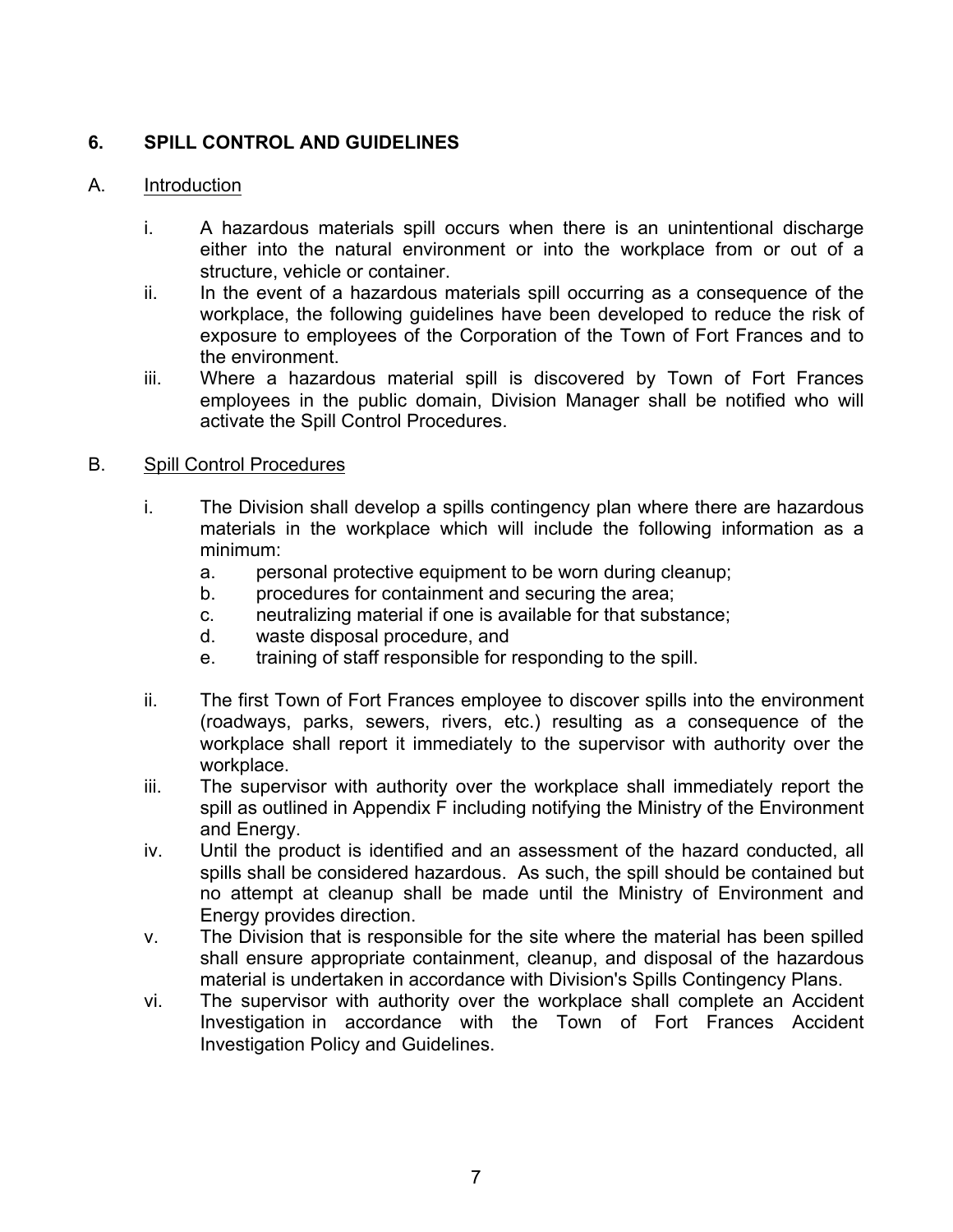## 6. SPILL CONTROL AND GUIDELINES

### A. Introduction

i. A hazardous materials spill occurs when there is an unintentional discharge either into the natural environment or into the workplace from or out of a structure, vehicle or container.

ii. In the event of a hazardous materials spill occurring as a consequence of the workplace, the following guidelines have been developed to reduce the risk of exposure to employees of the Corporation of the Town of Fort Frances and to the environment.

iii. Where a hazardous material spill is discovered by Town of Fort Frances employees in the public domain, Division Manager shall be notified who will activate the Spill Control Procedures.

### B. Spill Control Procedures

i. The Division shall develop a spills contingency plan where there are hazardous materials in the workplace which will include the following information as a minimum:
   a. personal protective equipment to be worn during cleanup;
   b. procedures for containment and securing the area;
   c. neutralizing material if one is available for that substance;
   d. waste disposal procedure, and
   e. training of staff responsible for responding to the spill.

ii. The first Town of Fort Frances employee to discover spills into the environment (roadways, parks, sewers, rivers, etc.) resulting as a consequence of the workplace shall report it immediately to the supervisor with authority over the workplace.

iii. The supervisor with authority over the workplace shall immediately report the spill as outlined in Appendix F including notifying the Ministry of the Environment and Energy.

iv. Until the product is identified and an assessment of the hazard conducted, all spills shall be considered hazardous. As such, the spill should be contained but no attempt at cleanup shall be made until the Ministry of Environment and Energy provides direction.

v. The Division that is responsible for the site where the material has been spilled shall ensure appropriate containment, cleanup, and disposal of the hazardous material is undertaken in accordance with Division's Spills Contingency Plans.

vi. The supervisor with authority over the workplace shall complete an Accident Investigation in accordance with the Town of Fort Frances Accident Investigation Policy and Guidelines.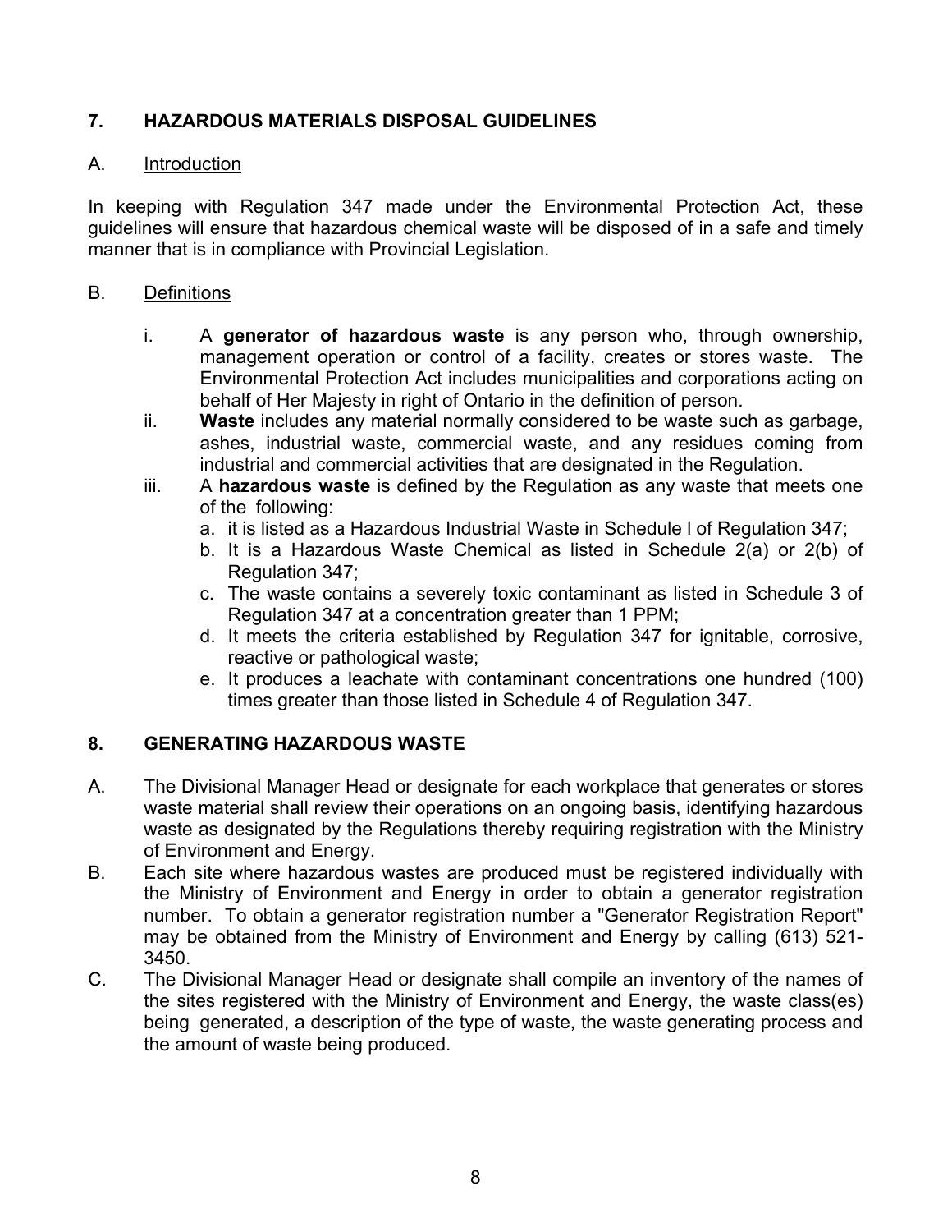## 7. HAZARDOUS MATERIALS DISPOSAL GUIDELINES

### A. Introduction

In keeping with Regulation 347 made under the Environmental Protection Act, these guidelines will ensure that hazardous chemical waste will be disposed of in a safe and timely manner that is in compliance with Provincial Legislation.

### B. Definitions

i. A **generator of hazardous waste** is any person who, through ownership, management operation or control of a facility, creates or stores waste. The Environmental Protection Act includes municipalities and corporations acting on behalf of Her Majesty in right of Ontario in the definition of person.

ii. **Waste** includes any material normally considered to be waste such as garbage, ashes, industrial waste, commercial waste, and any residues coming from industrial and commercial activities that are designated in the Regulation.

iii. A **hazardous waste** is defined by the Regulation as any waste that meets one of the following:
   - a. it is listed as a Hazardous Industrial Waste in Schedule l of Regulation 347;
   - b. It is a Hazardous Waste Chemical as listed in Schedule 2(a) or 2(b) of Regulation 347;
   - c. The waste contains a severely toxic contaminant as listed in Schedule 3 of Regulation 347 at a concentration greater than 1 PPM;
   - d. It meets the criteria established by Regulation 347 for ignitable, corrosive, reactive or pathological waste;
   - e. It produces a leachate with contaminant concentrations one hundred (100) times greater than those listed in Schedule 4 of Regulation 347.

## 8. GENERATING HAZARDOUS WASTE

A. The Divisional Manager Head or designate for each workplace that generates or stores waste material shall review their operations on an ongoing basis, identifying hazardous waste as designated by the Regulations thereby requiring registration with the Ministry of Environment and Energy.

B. Each site where hazardous wastes are produced must be registered individually with the Ministry of Environment and Energy in order to obtain a generator registration number. To obtain a generator registration number a "Generator Registration Report" may be obtained from the Ministry of Environment and Energy by calling (613) 521-3450.

C. The Divisional Manager Head or designate shall compile an inventory of the names of the sites registered with the Ministry of Environment and Energy, the waste class(es) being generated, a description of the type of waste, the waste generating process and the amount of waste being produced.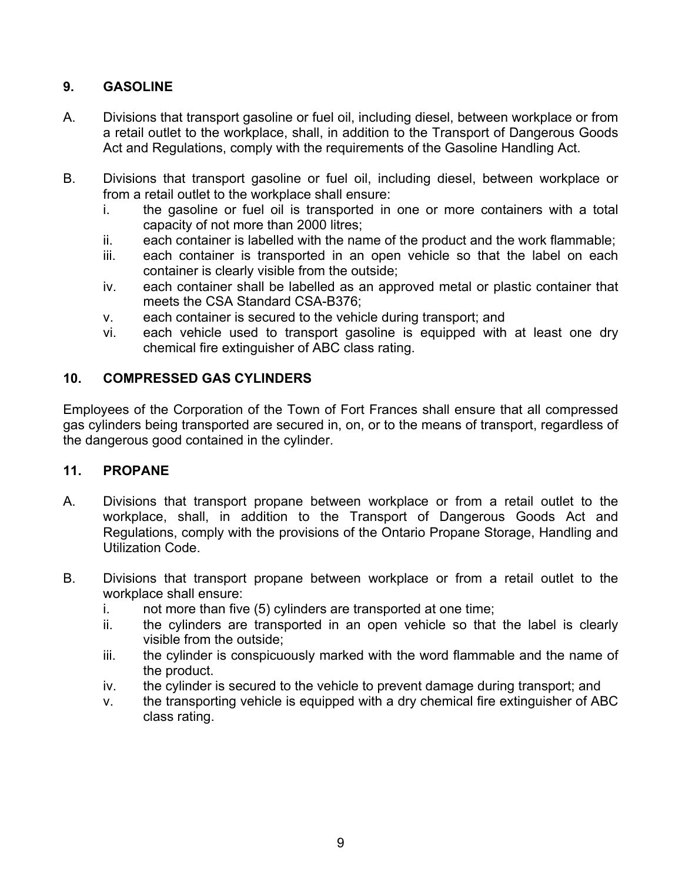## 9. GASOLINE

A. Divisions that transport gasoline or fuel oil, including diesel, between workplace or from a retail outlet to the workplace, shall, in addition to the Transport of Dangerous Goods Act and Regulations, comply with the requirements of the Gasoline Handling Act.

B. Divisions that transport gasoline or fuel oil, including diesel, between workplace or from a retail outlet to the workplace shall ensure:
   i. the gasoline or fuel oil is transported in one or more containers with a total capacity of not more than 2000 litres;
   ii. each container is labelled with the name of the product and the work flammable;
   iii. each container is transported in an open vehicle so that the label on each container is clearly visible from the outside;
   iv. each container shall be labelled as an approved metal or plastic container that meets the CSA Standard CSA-B376;
   v. each container is secured to the vehicle during transport; and
   vi. each vehicle used to transport gasoline is equipped with at least one dry chemical fire extinguisher of ABC class rating.

## 10. COMPRESSED GAS CYLINDERS

Employees of the Corporation of the Town of Fort Frances shall ensure that all compressed gas cylinders being transported are secured in, on, or to the means of transport, regardless of the dangerous good contained in the cylinder.

## 11. PROPANE

A. Divisions that transport propane between workplace or from a retail outlet to the workplace, shall, in addition to the Transport of Dangerous Goods Act and Regulations, comply with the provisions of the Ontario Propane Storage, Handling and Utilization Code.

B. Divisions that transport propane between workplace or from a retail outlet to the workplace shall ensure:
   i. not more than five (5) cylinders are transported at one time;
   ii. the cylinders are transported in an open vehicle so that the label is clearly visible from the outside;
   iii. the cylinder is conspicuously marked with the word flammable and the name of the product.
   iv. the cylinder is secured to the vehicle to prevent damage during transport; and
   v. the transporting vehicle is equipped with a dry chemical fire extinguisher of ABC class rating.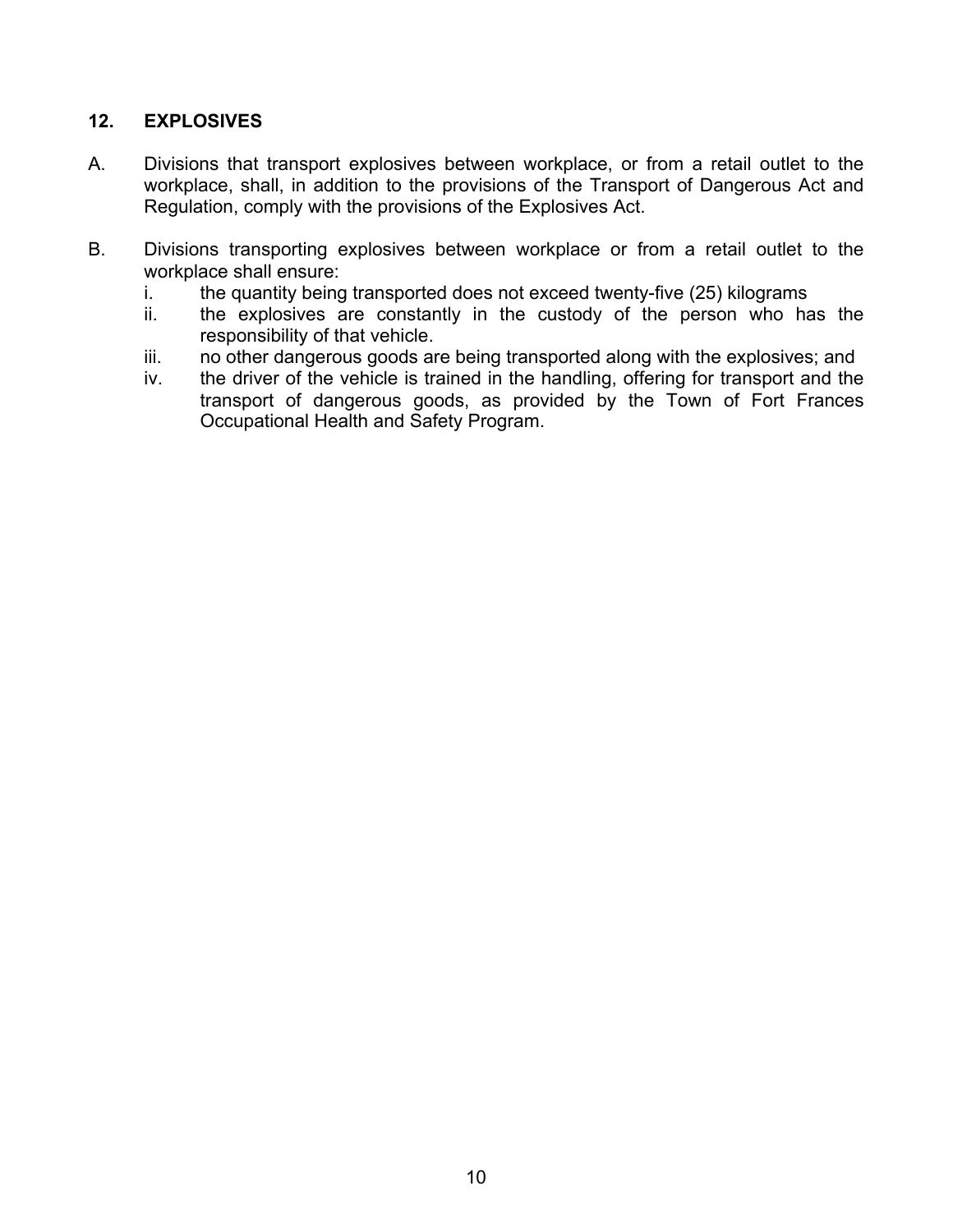## 12. EXPLOSIVES

A. Divisions that transport explosives between workplace, or from a retail outlet to the workplace, shall, in addition to the provisions of the Transport of Dangerous Act and Regulation, comply with the provisions of the Explosives Act.

B. Divisions transporting explosives between workplace or from a retail outlet to the workplace shall ensure:

   i. the quantity being transported does not exceed twenty-five (25) kilograms
   
   ii. the explosives are constantly in the custody of the person who has the responsibility of that vehicle.
   
   iii. no other dangerous goods are being transported along with the explosives; and
   
   iv. the driver of the vehicle is trained in the handling, offering for transport and the transport of dangerous goods, as provided by the Town of Fort Frances Occupational Health and Safety Program.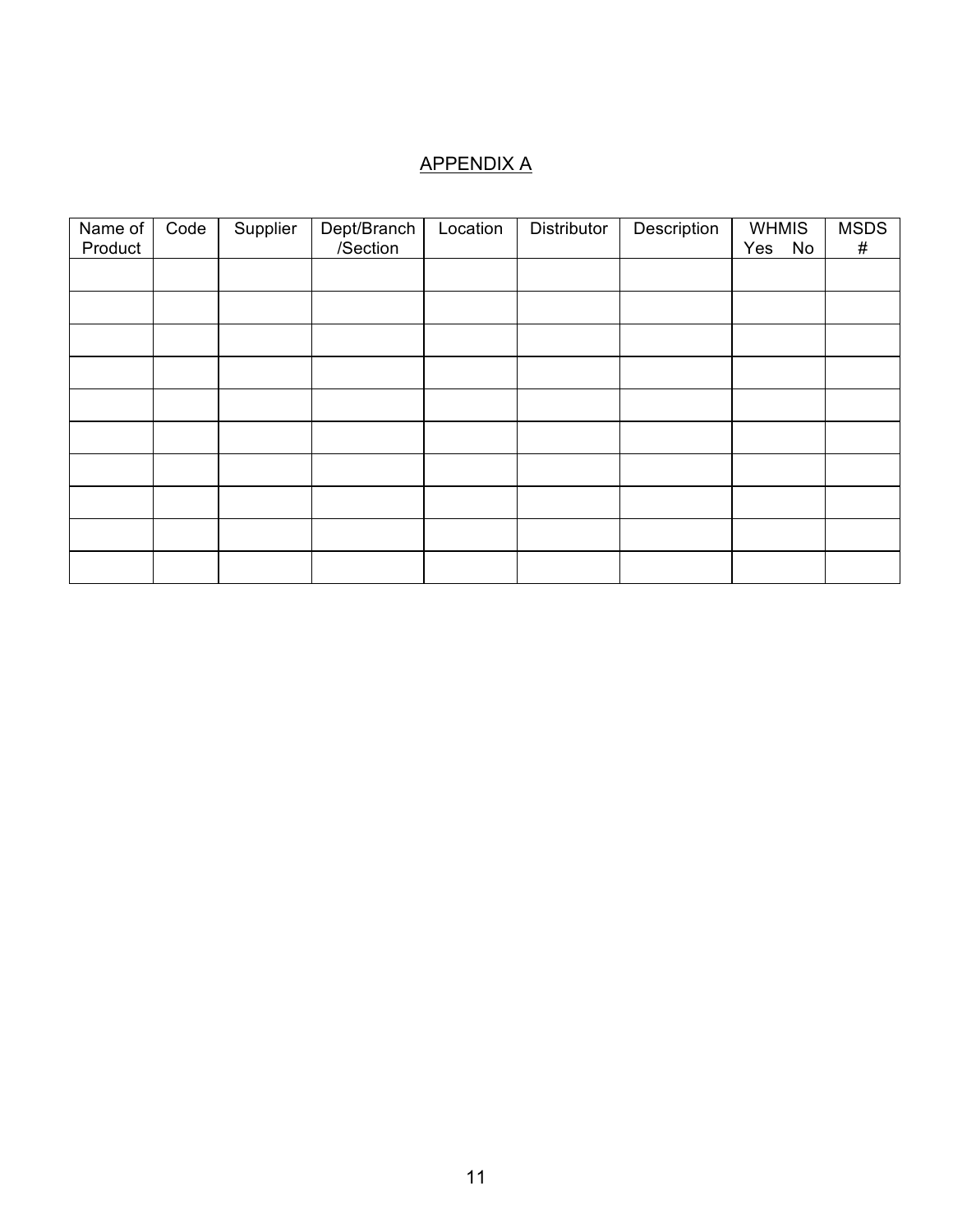APPENDIX A

| Name of Product | Code | Supplier | Dept/Branch /Section | Location | Distributor | Description | WHMIS Yes No | MSDS # |
|---|---|---|---|---|---|---|---|---|
| | | | | | | | | |
| | | | | | | | | |
| | | | | | | | | |
| | | | | | | | | |
| | | | | | | | | |
| | | | | | | | | |
| | | | | | | | | |
| | | | | | | | | |
| | | | | | | | | |
| | | | | | | | | |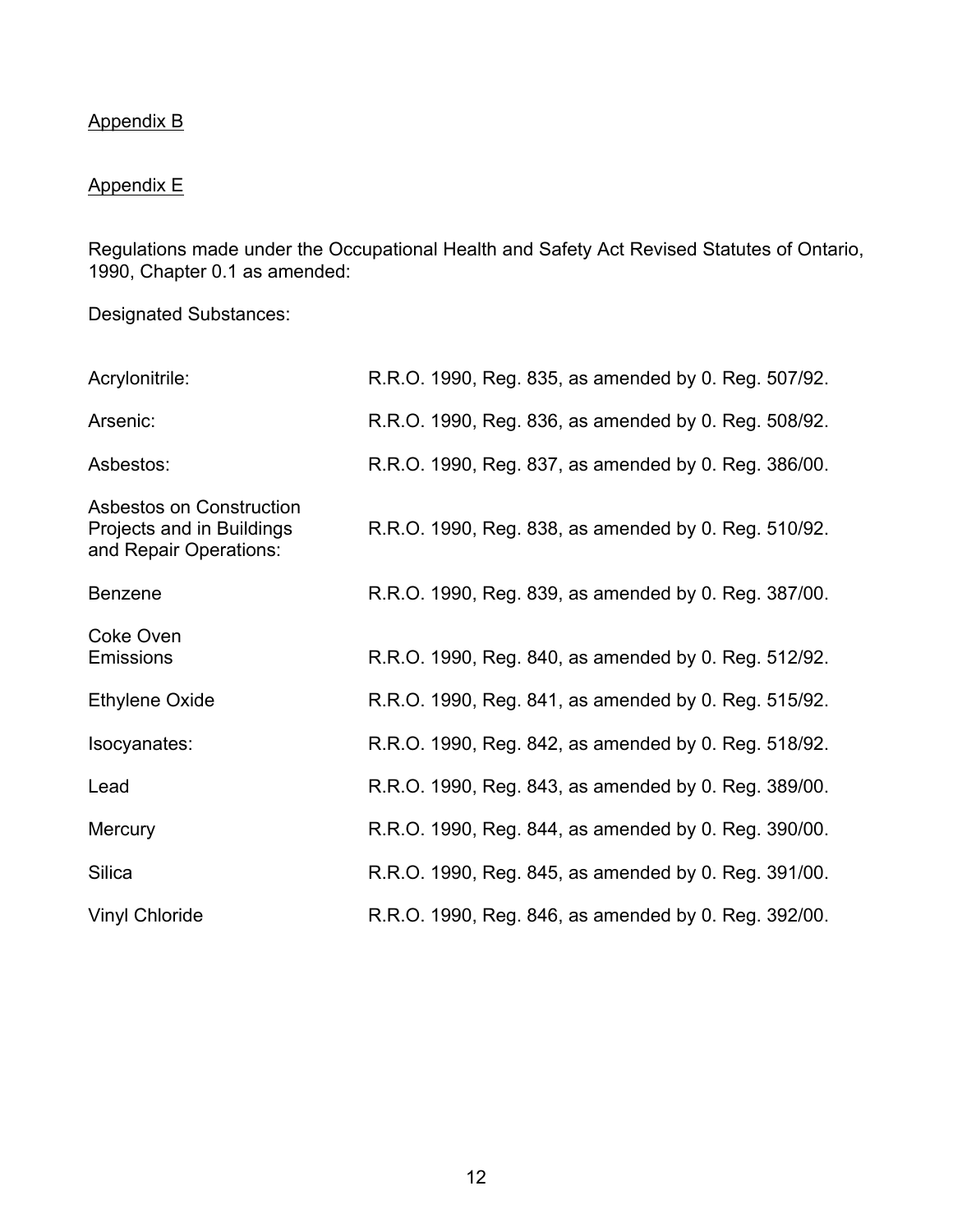Appendix B

Appendix E

Regulations made under the Occupational Health and Safety Act Revised Statutes of Ontario, 1990, Chapter 0.1 as amended:

Designated Substances:

| | |
|---|---|
| Acrylonitrile: | R.R.O. 1990, Reg. 835, as amended by 0. Reg. 507/92. |
| Arsenic: | R.R.O. 1990, Reg. 836, as amended by 0. Reg. 508/92. |
| Asbestos: | R.R.O. 1990, Reg. 837, as amended by 0. Reg. 386/00. |
| Asbestos on Construction Projects and in Buildings and Repair Operations: | R.R.O. 1990, Reg. 838, as amended by 0. Reg. 510/92. |
| Benzene | R.R.O. 1990, Reg. 839, as amended by 0. Reg. 387/00. |
| Coke Oven Emissions | R.R.O. 1990, Reg. 840, as amended by 0. Reg. 512/92. |
| Ethylene Oxide | R.R.O. 1990, Reg. 841, as amended by 0. Reg. 515/92. |
| Isocyanates: | R.R.O. 1990, Reg. 842, as amended by 0. Reg. 518/92. |
| Lead | R.R.O. 1990, Reg. 843, as amended by 0. Reg. 389/00. |
| Mercury | R.R.O. 1990, Reg. 844, as amended by 0. Reg. 390/00. |
| Silica | R.R.O. 1990, Reg. 845, as amended by 0. Reg. 391/00. |
| Vinyl Chloride | R.R.O. 1990, Reg. 846, as amended by 0. Reg. 392/00. |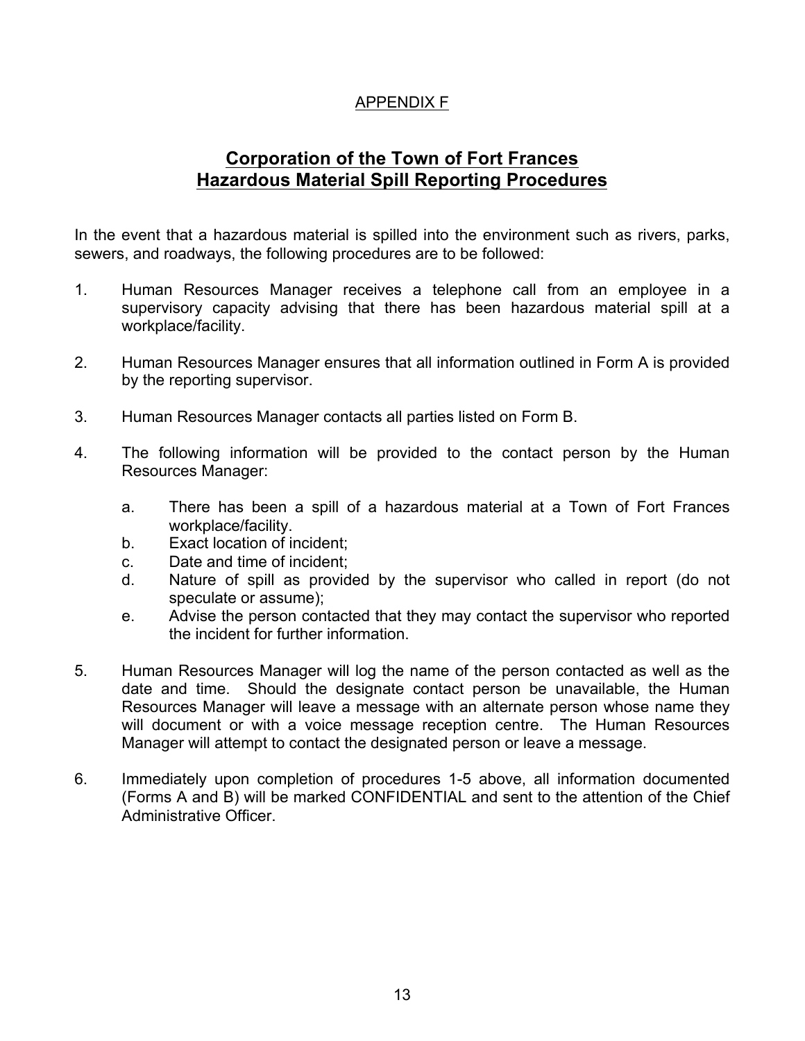APPENDIX F

# Corporation of the Town of Fort Frances
# Hazardous Material Spill Reporting Procedures

In the event that a hazardous material is spilled into the environment such as rivers, parks, sewers, and roadways, the following procedures are to be followed:

1. Human Resources Manager receives a telephone call from an employee in a supervisory capacity advising that there has been hazardous material spill at a workplace/facility.

2. Human Resources Manager ensures that all information outlined in Form A is provided by the reporting supervisor.

3. Human Resources Manager contacts all parties listed on Form B.

4. The following information will be provided to the contact person by the Human Resources Manager:

   a. There has been a spill of a hazardous material at a Town of Fort Frances workplace/facility.
   b. Exact location of incident;
   c. Date and time of incident;
   d. Nature of spill as provided by the supervisor who called in report (do not speculate or assume);
   e. Advise the person contacted that they may contact the supervisor who reported the incident for further information.

5. Human Resources Manager will log the name of the person contacted as well as the date and time. Should the designate contact person be unavailable, the Human Resources Manager will leave a message with an alternate person whose name they will document or with a voice message reception centre. The Human Resources Manager will attempt to contact the designated person or leave a message.

6. Immediately upon completion of procedures 1-5 above, all information documented (Forms A and B) will be marked CONFIDENTIAL and sent to the attention of the Chief Administrative Officer.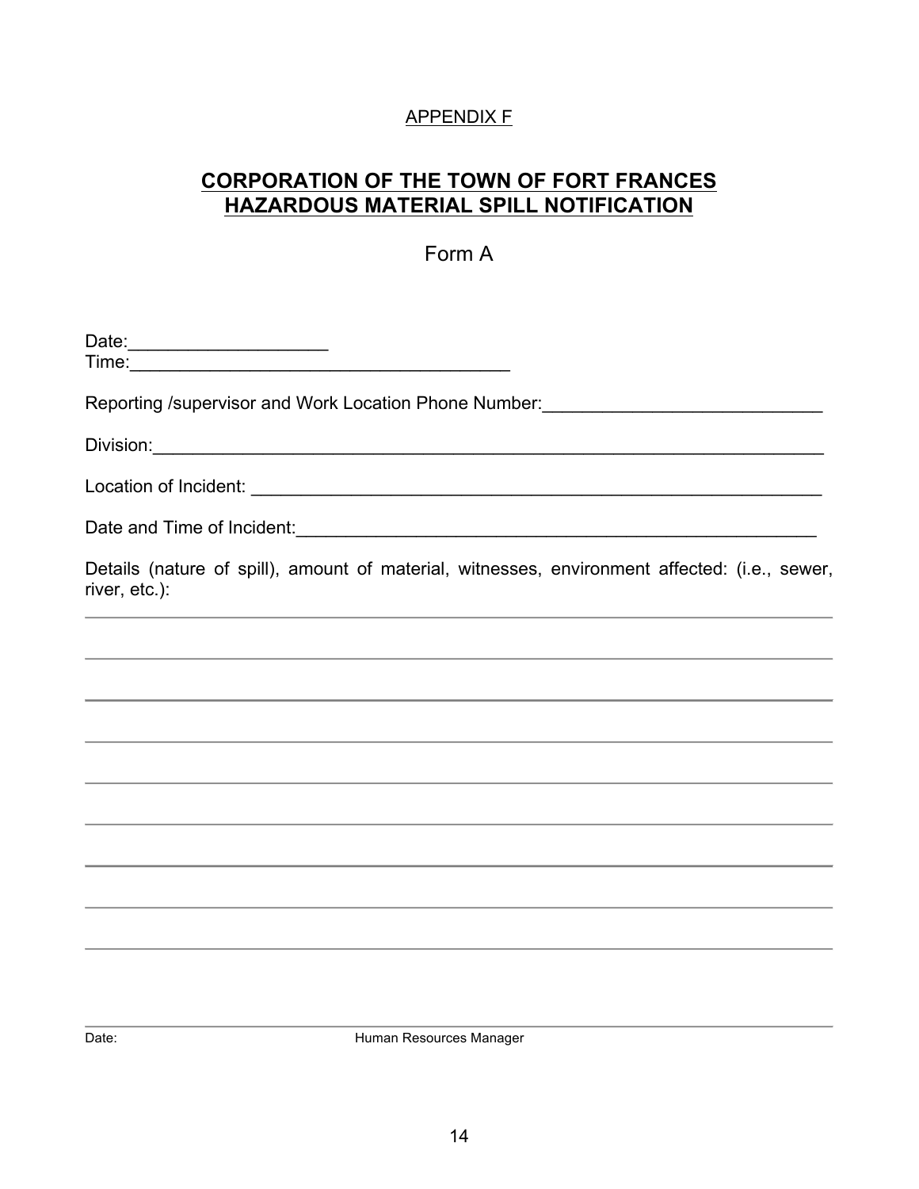APPENDIX F

## CORPORATION OF THE TOWN OF FORT FRANCES
## HAZARDOUS MATERIAL SPILL NOTIFICATION

Form A

Date:____________________
Time:______________________________________

Reporting /supervisor and Work Location Phone Number:____________________________

Division:______________________________________________________________________

Location of Incident: ____________________________________________________________

Date and Time of Incident:_______________________________________________________

Details (nature of spill), amount of material, witnesses, environment affected: (i.e., sewer, river, etc.):

_______________________________________________________________________________

_______________________________________________________________________________

_______________________________________________________________________________

_______________________________________________________________________________

_______________________________________________________________________________

_______________________________________________________________________________

_______________________________________________________________________________

_______________________________________________________________________________

_______________________________________________________________________________

_______________________________________________________________________________

Date: Human Resources Manager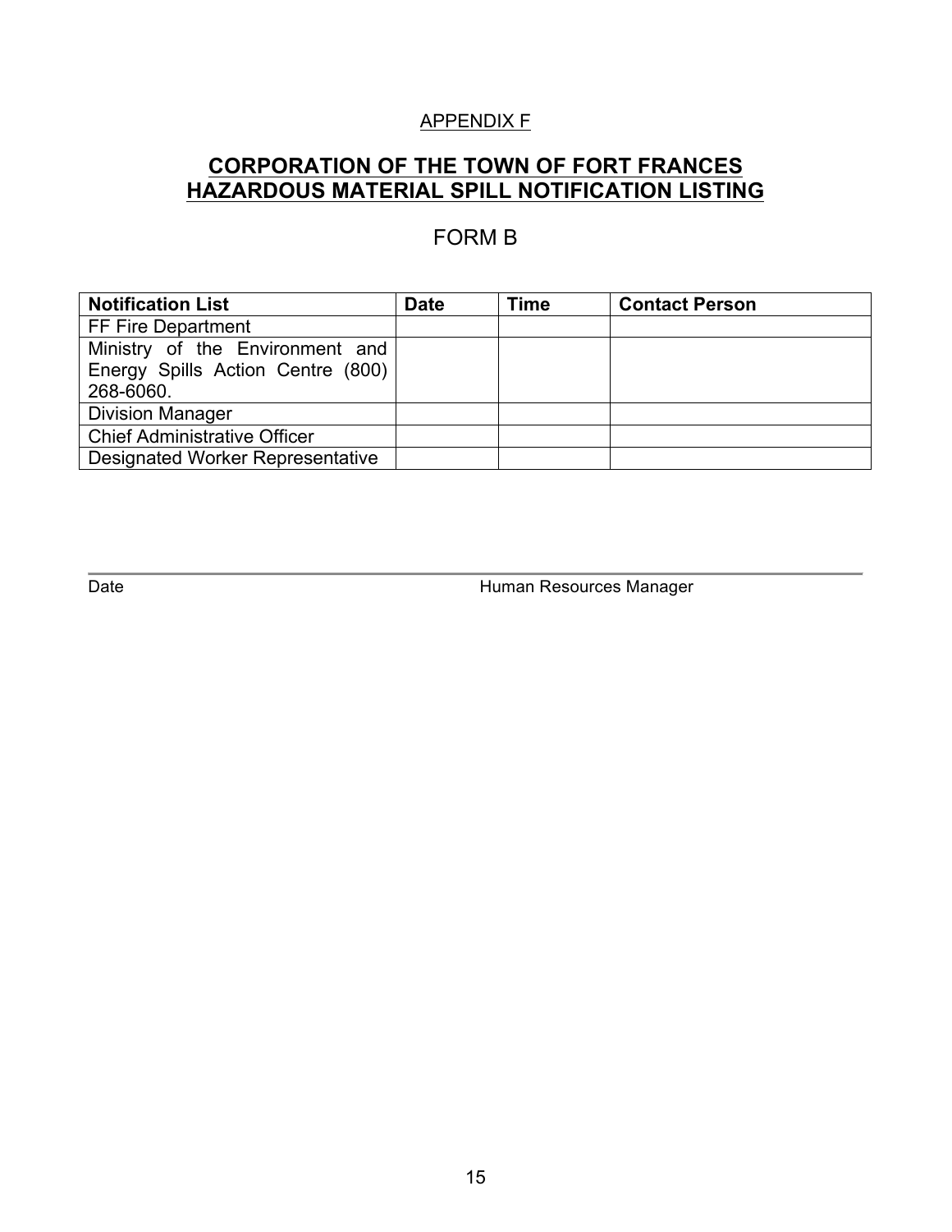APPENDIX F

# CORPORATION OF THE TOWN OF FORT FRANCES
# HAZARDOUS MATERIAL SPILL NOTIFICATION LISTING

## FORM B

| Notification List | Date | Time | Contact Person |
|---|---|---|---|
| FF Fire Department | | | |
| Ministry of the Environment and Energy Spills Action Centre (800) 268-6060. | | | |
| Division Manager | | | |
| Chief Administrative Officer | | | |
| Designated Worker Representative | | | |

Date                                        Human Resources Manager